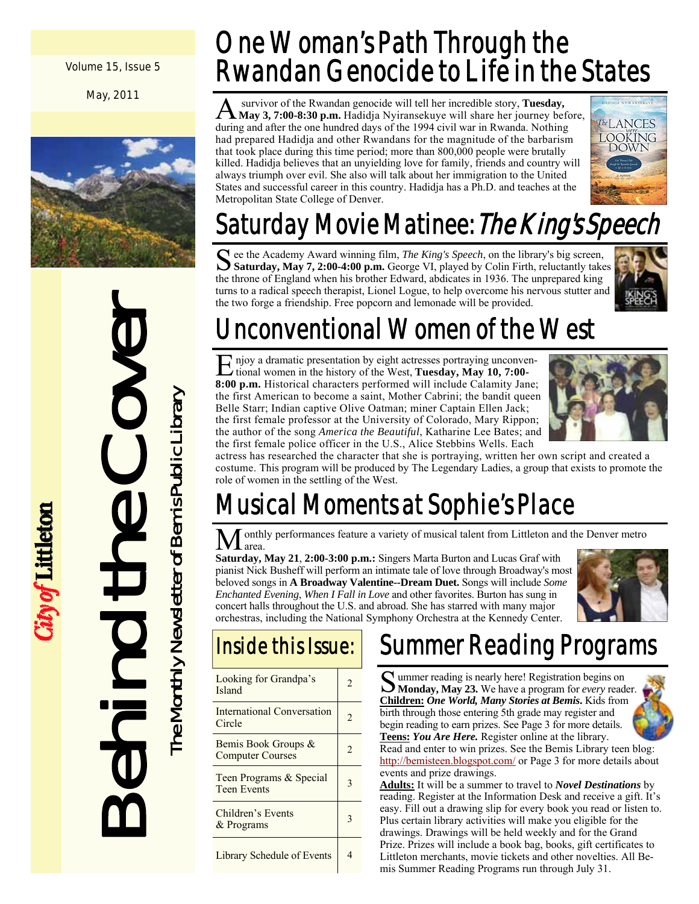Volume 15, Issue 5

May, 2011

# Behind the Cover

The Monthly Newsletter of Bemis Public Library

City of Littleton

## One Woman's Path Through the Rwandan Genocide to Life in the States

A survivor of the Rwandan genocide will tell her incredible story, **Tuesday, May 3, 7:00-8:30 p.m.** Hadidja Nyiransekuye will share her journey before, during and after the one hundred days of the 1994 civil war in Rwanda. Nothing had prepared Hadidja and other Rwandans for the magnitude of the barbarism that took place during this time period; more than 800,000 people were brutally killed. Hadidja believes that an unyielding love for family, friends and country will always triumph over evil. She also will talk about her immigration to the United States and successful career in this country. Hadidja has a Ph.D. and teaches at the Metropolitan State College of Denver.

## Saturday Movie Matinee: *The King's Speech*

See the Academy Award winning film, *The King's Speech*, on the library's big screen, **Saturday, May 7, 2:00-4:00 p.m.** George VI, played by Colin Firth, reluctantly takes the throne of England when his brother Edward, abdicates in 1936. The unprepared king turns to a radical speech therapist, Lionel Logue, to help overcome his nervous stutter and the two forge a friendship. Free popcorn and lemonade will be provided.

## Unconventional Women of the West

Enjoy a dramatic presentation by eight actresses portraying unconventional women in the history of the West, **Tuesday, May 10, 7:00-8:00 p.m.** Historical characters performed will include Calamity Jane; the first American to become a saint, Mother Cabrini; the bandit queen Belle Starr; Indian captive Olive Oatman; miner Captain Ellen Jack; the first female professor at the University of Colorado, Mary Rippon; the author of the song *America the Beautiful*, Katharine Lee Bates; and the first female police officer in the U.S., Alice Stebbins Wells. Each actress has researched the character that she is portraying, written her own script and created a costume. This program will be produced by The Legendary Ladies, a group that exists to promote the role of women in the settling of the West.

## Musical Moments at Sophie's Place

Monthly performances feature a variety of musical talent from Littleton and the Denver metro area.

**Saturday, May 21**, **2:00-3:00 p.m.:** Singers Marta Burton and Lucas Graf with pianist Nick Busheff will perform an intimate tale of love through Broadway's most beloved songs in **A Broadway Valentine--Dream Duet.** Songs will include *Some Enchanted Evening*, *When I Fall in Love* and other favorites. Burton has sung in concert halls throughout the U.S. and abroad. She has starred with many major orchestras, including the National Symphony Orchestra at the Kennedy Center.

## Inside this Issue:

| Article | Page |
|---|---|
| Looking for Grandpa's Island | 2 |
| International Conversation Circle | 2 |
| Bemis Book Groups & Computer Courses | 2 |
| Teen Programs & Special Teen Events | 3 |
| Children's Events & Programs | 3 |
| Library Schedule of Events | 4 |

## Summer Reading Programs

Summer reading is nearly here! Registration begins on **Monday, May 23.** We have a program for *every* reader.

**Children:** ***One World, Many Stories at Bemis.*** Kids from birth through those entering 5th grade may register and begin reading to earn prizes. See Page 3 for more details.

**Teens:** ***You Are Here.*** Register online at the library. Read and enter to win prizes. See the Bemis Library teen blog: http://bemisteen.blogspot.com/ or Page 3 for more details about events and prize drawings.

**Adults:** It will be a summer to travel to ***Novel Destinations*** by reading. Register at the Information Desk and receive a gift. It's easy. Fill out a drawing slip for every book you read or listen to. Plus certain library activities will make you eligible for the drawings. Drawings will be held weekly and for the Grand Prize. Prizes will include a book bag, books, gift certificates to Littleton merchants, movie tickets and other novelties. All Bemis Summer Reading Programs run through July 31.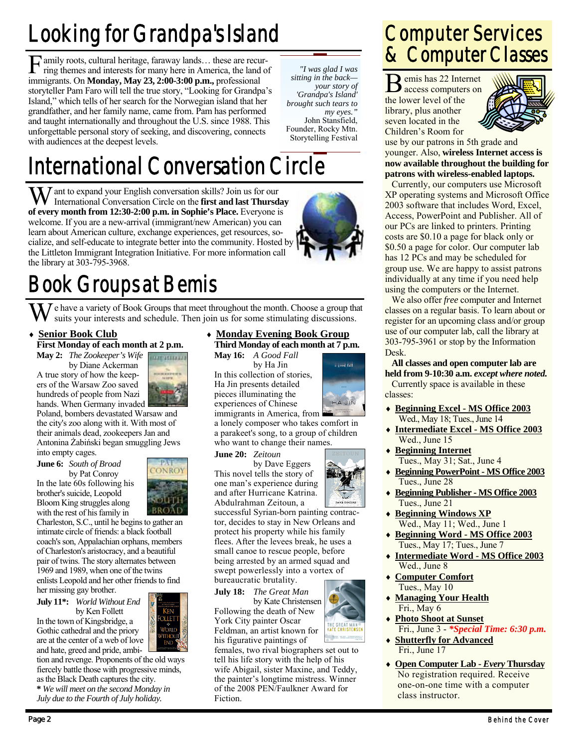# Looking for Grandpa's Island

Family roots, cultural heritage, faraway lands… these are recurring themes and interests for many here in America, the land of immigrants. On **Monday, May 23, 2:00-3:00 p.m.,** professional storyteller Pam Faro will tell the true story, "Looking for Grandpa's Island," which tells of her search for the Norwegian island that her grandfather, and her family name, came from. Pam has performed and taught internationally and throughout the U.S. since 1988. This unforgettable personal story of seeking, and discovering, connects with audiences at the deepest levels.

> *"I was glad I was sitting in the back—your story of 'Grandpa's Island' brought such tears to my eyes."*
> John Stansfield, Founder, Rocky Mtn. Storytelling Festival

# International Conversation Circle

Want to expand your English conversation skills? Join us for our International Conversation Circle on the **first and last Thursday of every month from 12:30-2:00 p.m. in Sophie's Place.** Everyone is welcome. If you are a new-arrival (immigrant/new American) you can learn about American culture, exchange experiences, get resources, socialize, and self-educate to integrate better into the community. Hosted by the Littleton Immigrant Integration Initiative. For more information call the library at 303-795-3968.

# Book Groups at Bemis

We have a variety of Book Groups that meet throughout the month. Choose a group that suits your interests and schedule. Then join us for some stimulating discussions.

- **Senior Book Club**

**First Monday of each month at 2 p.m.**

**May 2:** *The Zookeeper's Wife* by Diane Ackerman
A true story of how the keepers of the Warsaw Zoo saved hundreds of people from Nazi hands. When Germany invaded Poland, bombers devastated Warsaw and the city's zoo along with it. With most of their animals dead, zookeepers Jan and Antonina Żabiński began smuggling Jews into empty cages.

**June 6:** *South of Broad* by Pat Conroy
In the late 60s following his brother's suicide, Leopold Bloom King struggles along with the rest of his family in Charleston, S.C., until he begins to gather an intimate circle of friends: a black football coach's son, Appalachian orphans, members of Charleston's aristocracy, and a beautiful pair of twins. The story alternates between 1969 and 1989, when one of the twins enlists Leopold and her other friends to find her missing gay brother.

**July 11*:** *World Without End* by Ken Follett
In the town of Kingsbridge, a Gothic cathedral and the priory are at the center of a web of love and hate, greed and pride, ambition and revenge. Proponents of the old ways fiercely battle those with progressive minds, as the Black Death captures the city.

*** *We will meet on the second Monday in July due to the Fourth of July holiday.***

- **Monday Evening Book Group**

**Third Monday of each month at 7 p.m.**

**May 16:** *A Good Fall* by Ha Jin
In this collection of stories, Ha Jin presents detailed pieces illuminating the experiences of Chinese immigrants in America, from a lonely composer who takes comfort in a parakeet's song, to a group of children who want to change their names.

**June 20:** *Zeitoun* by Dave Eggers
This novel tells the story of one man's experience during and after Hurricane Katrina. Abdulrahman Zeitoun, a successful Syrian-born painting contractor, decides to stay in New Orleans and protect his property while his family flees. After the levees break, he uses a small canoe to rescue people, before being arrested by an armed squad and swept powerlessly into a vortex of bureaucratic brutality.

**July 18:** *The Great Man* by Kate Christensen
Following the death of New York City painter Oscar Feldman, an artist known for his figurative paintings of females, two rival biographers set out to tell his life story with the help of his wife Abigail, sister Maxine, and Teddy, the painter's longtime mistress. Winner of the 2008 PEN/Faulkner Award for Fiction.

# Computer Services & Computer Classes

Bemis has 22 Internet access computers on the lower level of the library, plus another seven located in the Children's Room for use by our patrons in 5th grade and younger. Also, **wireless Internet access is now available throughout the building for patrons with wireless-enabled laptops.**

Currently, our computers use Microsoft XP operating systems and Microsoft Office 2003 software that includes Word, Excel, Access, PowerPoint and Publisher. All of our PCs are linked to printers. Printing costs are $0.10 a page for black only or $0.50 a page for color. Our computer lab has 12 PCs and may be scheduled for group use. We are happy to assist patrons individually at any time if you need help using the computers or the Internet.

We also offer *free* computer and Internet classes on a regular basis. To learn about or register for an upcoming class and/or group use of our computer lab, call the library at 303-795-3961 or stop by the Information Desk.

**All classes and open computer lab are held from 9-10:30 a.m.** ***except where noted.***

Currently space is available in these classes:

- **Beginning Excel - MS Office 2003**
  Wed., May 18; Tues., June 14
- **Intermediate Excel - MS Office 2003**
  Wed., June 15
- **Beginning Internet**
  Tues., May 31; Sat., June 4
- **Beginning PowerPoint - MS Office 2003**
  Tues., June 28
- **Beginning Publisher - MS Office 2003**
  Tues., June 21
- **Beginning Windows XP**
  Wed., May 11; Wed., June 1
- **Beginning Word - MS Office 2003**
  Tues., May 17; Tues., June 7
- **Intermediate Word - MS Office 2003**
  Wed., June 8
- **Computer Comfort**
  Tues., May 10
- **Managing Your Health**
  Fri., May 6
- **Photo Shoot at Sunset**
  Fri., June 3 - ***Special Time: 6:30 p.m.***
- **Shutterfly for Advanced**
  Fri., June 17
- **Open Computer Lab - *Every* Thursday**
  No registration required. Receive one-on-one time with a computer class instructor.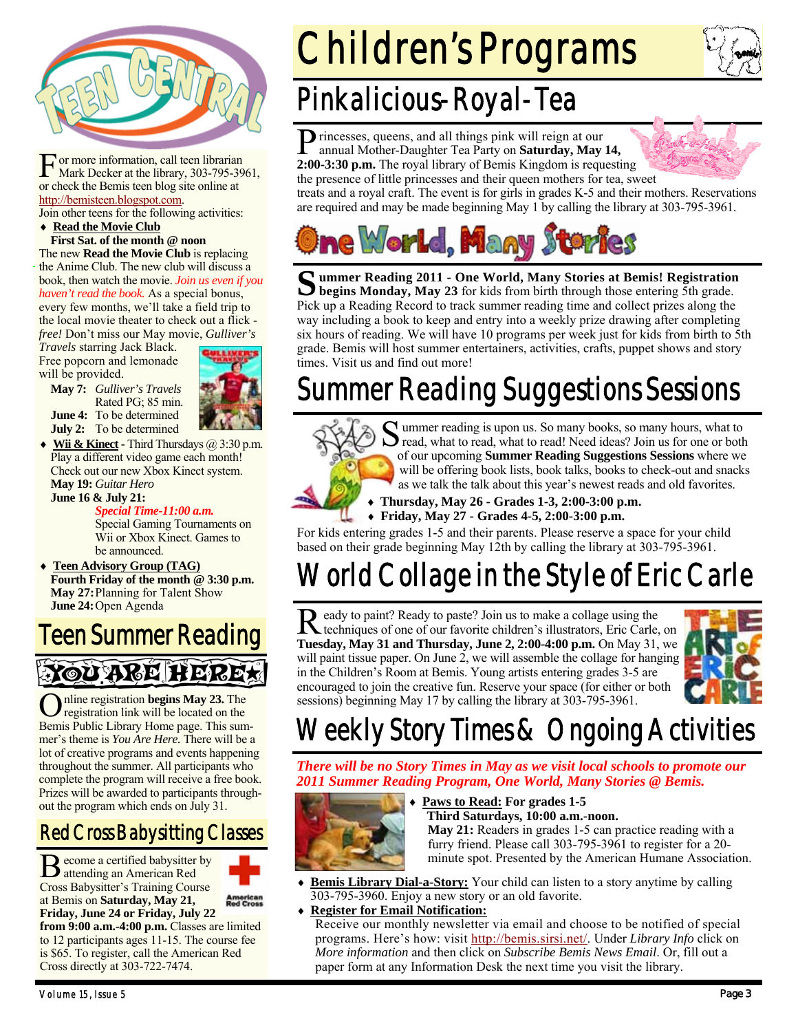# Teen Central

For more information, call teen librarian Mark Decker at the library, 303-795-3961, or check the Bemis teen blog site online at http://bemisteen.blogspot.com.

Join other teens for the following activities:

- **Read the Movie Club**
  **First Sat. of the month @ noon**

The new **Read the Movie Club** is replacing the Anime Club. The new club will discuss a book, then watch the movie. *Join us even if you haven't read the book.* As a special bonus, every few months, we'll take a field trip to the local movie theater to check out a flick - *free!* Don't miss our May movie, *Gulliver's Travels* starring Jack Black. Free popcorn and lemonade will be provided.

**May 7:** *Gulliver's Travels* Rated PG; 85 min.
**June 4:** To be determined
**July 2:** To be determined

- **Wii & Kinect** - Third Thursdays @ 3:30 p.m. Play a different video game each month! Check out our new Xbox Kinect system.
  **May 19:** *Guitar Hero*
  **June 16 & July 21:**
  ***Special Time-11:00 a.m.***
  Special Gaming Tournaments on Wii or Xbox Kinect. Games to be announced.

- **Teen Advisory Group (TAG)**
  **Fourth Friday of the month @ 3:30 p.m.**
  **May 27:** Planning for Talent Show
  **June 24:** Open Agenda

## Teen Summer Reading

YOU ARE HERE

Online registration **begins May 23.** The registration link will be located on the Bemis Public Library Home page. This summer's theme is *You Are Here.* There will be a lot of creative programs and events happening throughout the summer. All participants who complete the program will receive a free book. Prizes will be awarded to participants throughout the program which ends on July 31.

## Red Cross Babysitting Classes

Become a certified babysitter by attending an American Red Cross Babysitter's Training Course at Bemis on **Saturday, May 21, Friday, June 24 or Friday, July 22 from 9:00 a.m.-4:00 p.m.** Classes are limited to 12 participants ages 11-15. The course fee is $65. To register, call the American Red Cross directly at 303-722-7474.

# Children's Programs

## Pinkalicious-Royal-Tea

Princesses, queens, and all things pink will reign at our annual Mother-Daughter Tea Party on **Saturday, May 14, 2:00-3:30 p.m.** The royal library of Bemis Kingdom is requesting the presence of little princesses and their queen mothers for tea, sweet treats and a royal craft. The event is for girls in grades K-5 and their mothers. Reservations are required and may be made beginning May 1 by calling the library at 303-795-3961.

## One World, Many Stories

**Summer Reading 2011 - One World, Many Stories at Bemis! Registration begins Monday, May 23** for kids from birth through those entering 5th grade. Pick up a Reading Record to track summer reading time and collect prizes along the way including a book to keep and entry into a weekly prize drawing after completing six hours of reading. We will have 10 programs per week just for kids from birth to 5th grade. Bemis will host summer entertainers, activities, crafts, puppet shows and story times. Visit us and find out more!

## Summer Reading Suggestions Sessions

Summer reading is upon us. So many books, so many hours, what to read, what to read, what to read! Need ideas? Join us for one or both of our upcoming **Summer Reading Suggestions Sessions** where we will be offering book lists, book talks, books to check-out and snacks as we talk the talk about this year's newest reads and old favorites.

- **Thursday, May 26 - Grades 1-3, 2:00-3:00 p.m.**
- **Friday, May 27 - Grades 4-5, 2:00-3:00 p.m.**

For kids entering grades 1-5 and their parents. Please reserve a space for your child based on their grade beginning May 12th by calling the library at 303-795-3961.

## World Collage in the Style of Eric Carle

Ready to paint? Ready to paste? Join us to make a collage using the techniques of one of our favorite children's illustrators, Eric Carle, on **Tuesday, May 31 and Thursday, June 2, 2:00-4:00 p.m.** On May 31, we will paint tissue paper. On June 2, we will assemble the collage for hanging in the Children's Room at Bemis. Young artists entering grades 3-5 are encouraged to join the creative fun. Reserve your space (for either or both sessions) beginning May 17 by calling the library at 303-795-3961.

## Weekly Story Times & Ongoing Activities

***There will be no Story Times in May as we visit local schools to promote our 2011 Summer Reading Program, One World, Many Stories @ Bemis.***

- **Paws to Read: For grades 1-5**
  **Third Saturdays, 10:00 a.m.-noon.**
  **May 21:** Readers in grades 1-5 can practice reading with a furry friend. Please call 303-795-3961 to register for a 20-minute spot. Presented by the American Humane Association.
- **Bemis Library Dial-a-Story:** Your child can listen to a story anytime by calling 303-795-3960. Enjoy a new story or an old favorite.
- **Register for Email Notification:**
  Receive our monthly newsletter via email and choose to be notified of special programs. Here's how: visit http://bemis.sirsi.net/. Under *Library Info* click on *More information* and then click on *Subscribe Bemis News Email*. Or, fill out a paper form at any Information Desk the next time you visit the library.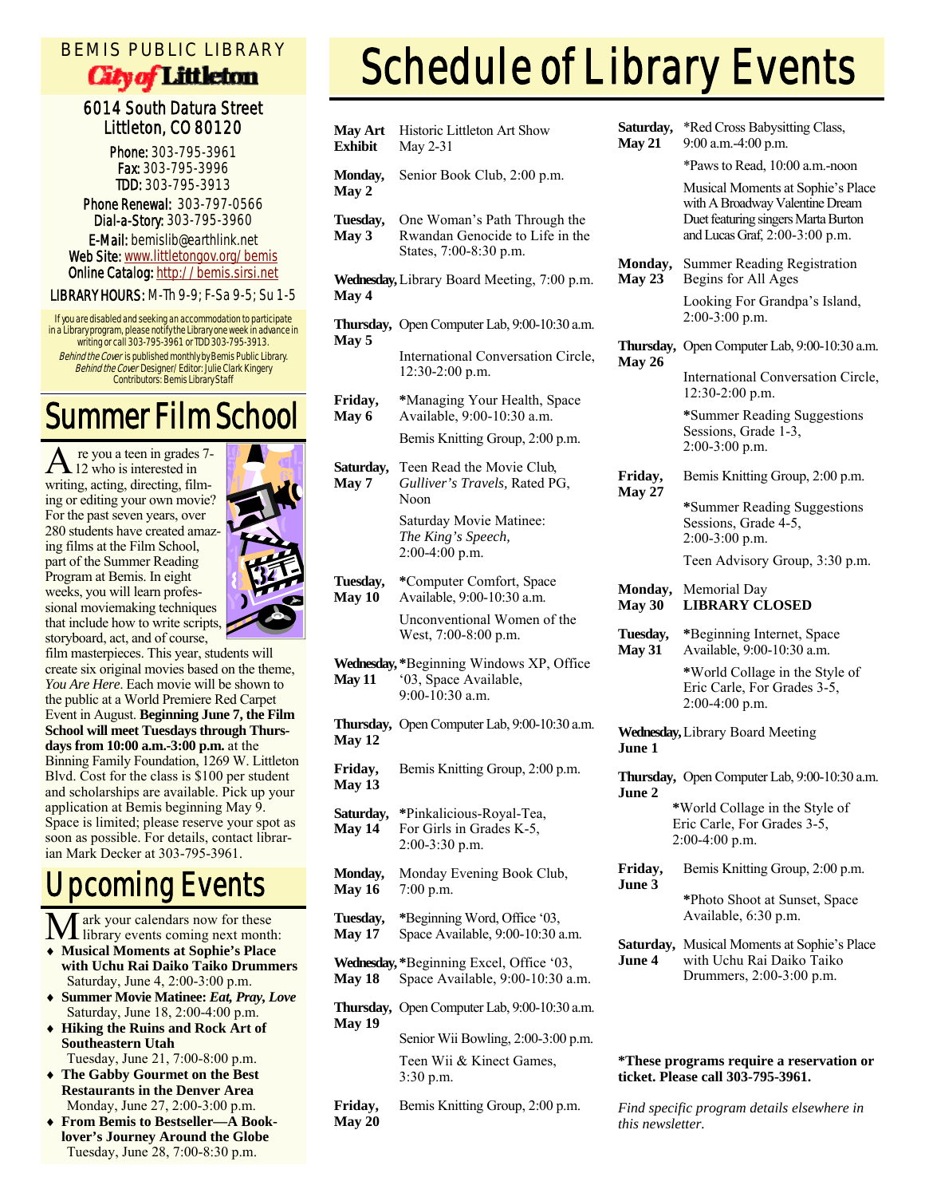BEMIS PUBLIC LIBRARY

City of Littleton

6014 South Datura Street
Littleton, CO 80120

**Phone:** 303-795-3961
**Fax:** 303-795-3996
**TDD:** 303-795-3913
**Phone Renewal:** 303-797-0566
**Dial-a-Story:** 303-795-3960
**E-Mail:** bemislib@earthlink.net
**Web Site:** www.littletongov.org/bemis
**Online Catalog:** http://bemis.sirsi.net

**LIBRARY HOURS:** M-Th 9-9; F-Sa 9-5; Su 1-5

If you are disabled and seeking an accommodation to participate in a Library program, please notify the Library one week in advance in writing or call 303-795-3961 or TDD 303-795-3913.

*Behind the Cover* is published monthly by Bemis Public Library.
*Behind the Cover* Designer/Editor: Julie Clark Kingery
Contributors: Bemis Library Staff

# Summer Film School

Are you a teen in grades 7-12 who is interested in writing, acting, directing, filming or editing your own movie? For the past seven years, over 280 students have created amazing films at the Film School, part of the Summer Reading Program at Bemis. In eight weeks, you will learn professional moviemaking techniques that include how to write scripts, storyboard, act, and of course, film masterpieces. This year, students will create six original movies based on the theme, *You Are Here*. Each movie will be shown to the public at a World Premiere Red Carpet Event in August. **Beginning June 7, the Film School will meet Tuesdays through Thursdays from 10:00 a.m.-3:00 p.m.** at the Binning Family Foundation, 1269 W. Littleton Blvd. Cost for the class is $100 per student and scholarships are available. Pick up your application at Bemis beginning May 9. Space is limited; please reserve your spot as soon as possible. For details, contact librarian Mark Decker at 303-795-3961.

# Upcoming Events

Mark your calendars now for these library events coming next month:

- **Musical Moments at Sophie's Place with Uchu Rai Daiko Taiko Drummers** Saturday, June 4, 2:00-3:00 p.m.
- **Summer Movie Matinee: *Eat, Pray, Love*** Saturday, June 18, 2:00-4:00 p.m.
- **Hiking the Ruins and Rock Art of Southeastern Utah** Tuesday, June 21, 7:00-8:00 p.m.
- **The Gabby Gourmet on the Best Restaurants in the Denver Area** Monday, June 27, 2:00-3:00 p.m.
- **From Bemis to Bestseller—A Booklover's Journey Around the Globe** Tuesday, June 28, 7:00-8:30 p.m.

# Schedule of Library Events

**May Art Exhibit** — Historic Littleton Art Show, May 2-31

**Monday, May 2** — Senior Book Club, 2:00 p.m.

**Tuesday, May 3** — One Woman's Path Through the Rwandan Genocide to Life in the States, 7:00-8:30 p.m.

**Wednesday, May 4** — Library Board Meeting, 7:00 p.m.

**Thursday, May 5**
- Open Computer Lab, 9:00-10:30 a.m.
- International Conversation Circle, 12:30-2:00 p.m.

**Friday, May 6**
- *Managing Your Health, Space Available, 9:00-10:30 a.m.
- Bemis Knitting Group, 2:00 p.m.

**Saturday, May 7**
- Teen Read the Movie Club, *Gulliver's Travels,* Rated PG, Noon
- Saturday Movie Matinee: *The King's Speech,* 2:00-4:00 p.m.

**Tuesday, May 10**
- *Computer Comfort, Space Available, 9:00-10:30 a.m.
- Unconventional Women of the West, 7:00-8:00 p.m.

**Wednesday, May 11** — *Beginning Windows XP, Office '03, Space Available, 9:00-10:30 a.m.

**Thursday, May 12** — Open Computer Lab, 9:00-10:30 a.m.

**Friday, May 13** — Bemis Knitting Group, 2:00 p.m.

**Saturday, May 14** — *Pinkalicious-Royal-Tea, For Girls in Grades K-5, 2:00-3:30 p.m.

**Monday, May 16** — Monday Evening Book Club, 7:00 p.m.

**Tuesday, May 17** — *Beginning Word, Office '03, Space Available, 9:00-10:30 a.m.

**Wednesday, May 18** — *Beginning Excel, Office '03, Space Available, 9:00-10:30 a.m.

**Thursday, May 19**
- Open Computer Lab, 9:00-10:30 a.m.
- Senior Wii Bowling, 2:00-3:00 p.m.
- Teen Wii & Kinect Games, 3:30 p.m.

**Friday, May 20** — Bemis Knitting Group, 2:00 p.m.

**Saturday, May 21**
- *Red Cross Babysitting Class, 9:00 a.m.-4:00 p.m.
- *Paws to Read, 10:00 a.m.-noon
- Musical Moments at Sophie's Place with A Broadway Valentine Dream Duet featuring singers Marta Burton and Lucas Graf, 2:00-3:00 p.m.

**Monday, May 23**
- Summer Reading Registration Begins for All Ages
- Looking For Grandpa's Island, 2:00-3:00 p.m.

**Thursday, May 26**
- Open Computer Lab, 9:00-10:30 a.m.
- International Conversation Circle, 12:30-2:00 p.m.
- *Summer Reading Suggestions Sessions, Grade 1-3, 2:00-3:00 p.m.

**Friday, May 27**
- Bemis Knitting Group, 2:00 p.m.
- *Summer Reading Suggestions Sessions, Grade 4-5, 2:00-3:00 p.m.
- Teen Advisory Group, 3:30 p.m.

**Monday, May 30** — Memorial Day **LIBRARY CLOSED**

**Tuesday, May 31**
- *Beginning Internet, Space Available, 9:00-10:30 a.m.
- *World Collage in the Style of Eric Carle, For Grades 3-5, 2:00-4:00 p.m.

**Wednesday, June 1** — Library Board Meeting

**Thursday, June 2**
- Open Computer Lab, 9:00-10:30 a.m.
- *World Collage in the Style of Eric Carle, For Grades 3-5, 2:00-4:00 p.m.

**Friday, June 3**
- Bemis Knitting Group, 2:00 p.m.
- *Photo Shoot at Sunset, Space Available, 6:30 p.m.

**Saturday, June 4** — Musical Moments at Sophie's Place with Uchu Rai Daiko Taiko Drummers, 2:00-3:00 p.m.

**\*These programs require a reservation or ticket. Please call 303-795-3961.**

*Find specific program details elsewhere in this newsletter.*